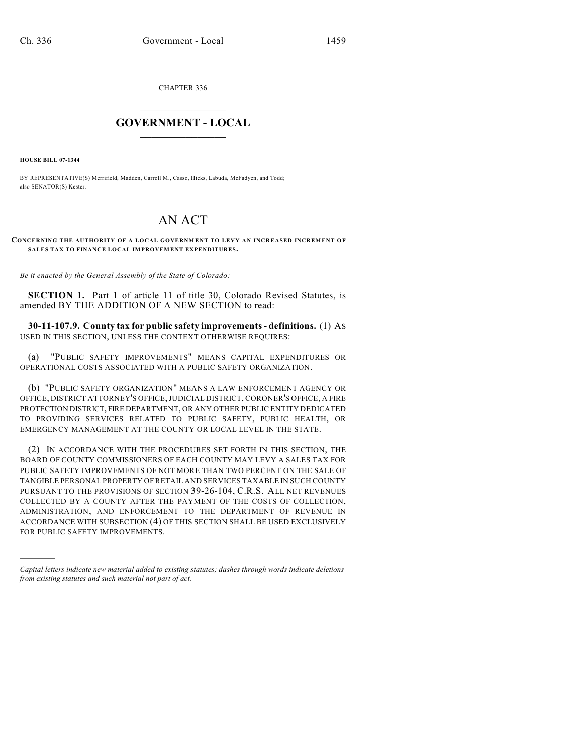CHAPTER 336

# GOVERNMENT - LOCAL

**HOUSE BILL 07-1344**

BY REPRESENTATIVE(S) Merrifield, Madden, Carroll M., Casso, Hicks, Labuda, McFadyen, and Todd; also SENATOR(S) Kester.

# AN ACT

**CONCERNING THE AUTHORITY OF A LOCAL GOVERNMENT TO LEVY AN INCREASED INCREMENT OF SALES TAX TO FINANCE LOCAL IMPROVEMENT EXPENDITURES.**

*Be it enacted by the General Assembly of the State of Colorado:*

**SECTION 1.** Part 1 of article 11 of title 30, Colorado Revised Statutes, is amended BY THE ADDITION OF A NEW SECTION to read:

**30-11-107.9. County tax for public safety improvements - definitions.** (1) AS USED IN THIS SECTION, UNLESS THE CONTEXT OTHERWISE REQUIRES:

(a) "PUBLIC SAFETY IMPROVEMENTS" MEANS CAPITAL EXPENDITURES OR OPERATIONAL COSTS ASSOCIATED WITH A PUBLIC SAFETY ORGANIZATION.

(b) "PUBLIC SAFETY ORGANIZATION" MEANS A LAW ENFORCEMENT AGENCY OR OFFICE, DISTRICT ATTORNEY'S OFFICE, JUDICIAL DISTRICT, CORONER'S OFFICE, A FIRE PROTECTION DISTRICT, FIRE DEPARTMENT, OR ANY OTHER PUBLIC ENTITY DEDICATED TO PROVIDING SERVICES RELATED TO PUBLIC SAFETY, PUBLIC HEALTH, OR EMERGENCY MANAGEMENT AT THE COUNTY OR LOCAL LEVEL IN THE STATE.

(2) IN ACCORDANCE WITH THE PROCEDURES SET FORTH IN THIS SECTION, THE BOARD OF COUNTY COMMISSIONERS OF EACH COUNTY MAY LEVY A SALES TAX FOR PUBLIC SAFETY IMPROVEMENTS OF NOT MORE THAN TWO PERCENT ON THE SALE OF TANGIBLE PERSONAL PROPERTY OF RETAIL AND SERVICES TAXABLE IN SUCH COUNTY PURSUANT TO THE PROVISIONS OF SECTION 39-26-104, C.R.S. ALL NET REVENUES COLLECTED BY A COUNTY AFTER THE PAYMENT OF THE COSTS OF COLLECTION, ADMINISTRATION, AND ENFORCEMENT TO THE DEPARTMENT OF REVENUE IN ACCORDANCE WITH SUBSECTION (4) OF THIS SECTION SHALL BE USED EXCLUSIVELY FOR PUBLIC SAFETY IMPROVEMENTS.

---

*Capital letters indicate new material added to existing statutes; dashes through words indicate deletions from existing statutes and such material not part of act.*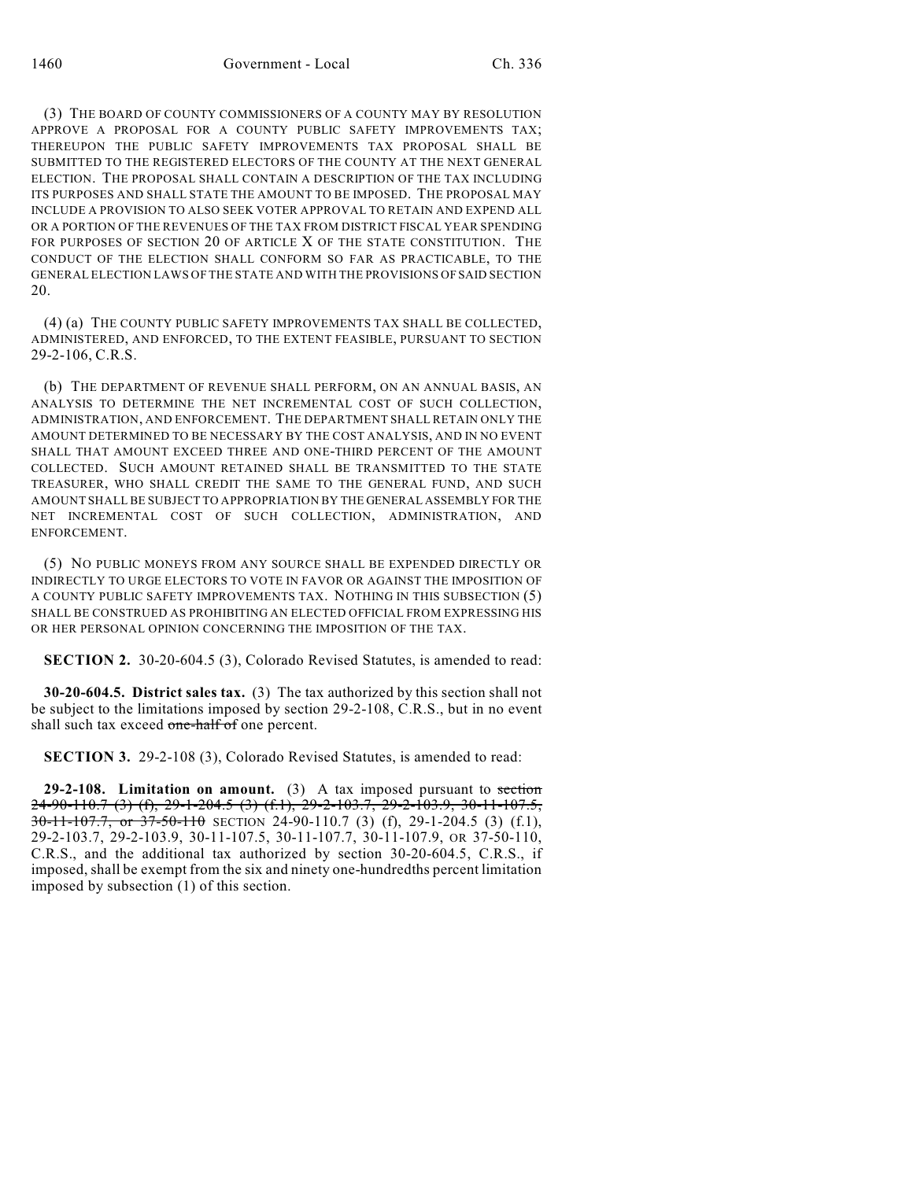(3) THE BOARD OF COUNTY COMMISSIONERS OF A COUNTY MAY BY RESOLUTION APPROVE A PROPOSAL FOR A COUNTY PUBLIC SAFETY IMPROVEMENTS TAX; THEREUPON THE PUBLIC SAFETY IMPROVEMENTS TAX PROPOSAL SHALL BE SUBMITTED TO THE REGISTERED ELECTORS OF THE COUNTY AT THE NEXT GENERAL ELECTION. THE PROPOSAL SHALL CONTAIN A DESCRIPTION OF THE TAX INCLUDING ITS PURPOSES AND SHALL STATE THE AMOUNT TO BE IMPOSED. THE PROPOSAL MAY INCLUDE A PROVISION TO ALSO SEEK VOTER APPROVAL TO RETAIN AND EXPEND ALL OR A PORTION OF THE REVENUES OF THE TAX FROM DISTRICT FISCAL YEAR SPENDING FOR PURPOSES OF SECTION 20 OF ARTICLE X OF THE STATE CONSTITUTION. THE CONDUCT OF THE ELECTION SHALL CONFORM SO FAR AS PRACTICABLE, TO THE GENERAL ELECTION LAWS OF THE STATE AND WITH THE PROVISIONS OF SAID SECTION 20.

(4) (a) THE COUNTY PUBLIC SAFETY IMPROVEMENTS TAX SHALL BE COLLECTED, ADMINISTERED, AND ENFORCED, TO THE EXTENT FEASIBLE, PURSUANT TO SECTION 29-2-106, C.R.S.

(b) THE DEPARTMENT OF REVENUE SHALL PERFORM, ON AN ANNUAL BASIS, AN ANALYSIS TO DETERMINE THE NET INCREMENTAL COST OF SUCH COLLECTION, ADMINISTRATION, AND ENFORCEMENT. THE DEPARTMENT SHALL RETAIN ONLY THE AMOUNT DETERMINED TO BE NECESSARY BY THE COST ANALYSIS, AND IN NO EVENT SHALL THAT AMOUNT EXCEED THREE AND ONE-THIRD PERCENT OF THE AMOUNT COLLECTED. SUCH AMOUNT RETAINED SHALL BE TRANSMITTED TO THE STATE TREASURER, WHO SHALL CREDIT THE SAME TO THE GENERAL FUND, AND SUCH AMOUNT SHALL BE SUBJECT TO APPROPRIATION BY THE GENERAL ASSEMBLY FOR THE NET INCREMENTAL COST OF SUCH COLLECTION, ADMINISTRATION, AND ENFORCEMENT.

(5) NO PUBLIC MONEYS FROM ANY SOURCE SHALL BE EXPENDED DIRECTLY OR INDIRECTLY TO URGE ELECTORS TO VOTE IN FAVOR OR AGAINST THE IMPOSITION OF A COUNTY PUBLIC SAFETY IMPROVEMENTS TAX. NOTHING IN THIS SUBSECTION (5) SHALL BE CONSTRUED AS PROHIBITING AN ELECTED OFFICIAL FROM EXPRESSING HIS OR HER PERSONAL OPINION CONCERNING THE IMPOSITION OF THE TAX.

**SECTION 2.** 30-20-604.5 (3), Colorado Revised Statutes, is amended to read:

**30-20-604.5. District sales tax.** (3) The tax authorized by this section shall not be subject to the limitations imposed by section 29-2-108, C.R.S., but in no event shall such tax exceed ~~one-half of~~ one percent.

**SECTION 3.** 29-2-108 (3), Colorado Revised Statutes, is amended to read:

**29-2-108. Limitation on amount.** (3) A tax imposed pursuant to ~~section 24-90-110.7 (3) (f), 29-1-204.5 (3) (f.1), 29-2-103.7, 29-2-103.9, 30-11-107.5, 30-11-107.7, or 37-50-110~~ SECTION 24-90-110.7 (3) (f), 29-1-204.5 (3) (f.1), 29-2-103.7, 29-2-103.9, 30-11-107.5, 30-11-107.7, 30-11-107.9, OR 37-50-110, C.R.S., and the additional tax authorized by section 30-20-604.5, C.R.S., if imposed, shall be exempt from the six and ninety one-hundredths percent limitation imposed by subsection (1) of this section.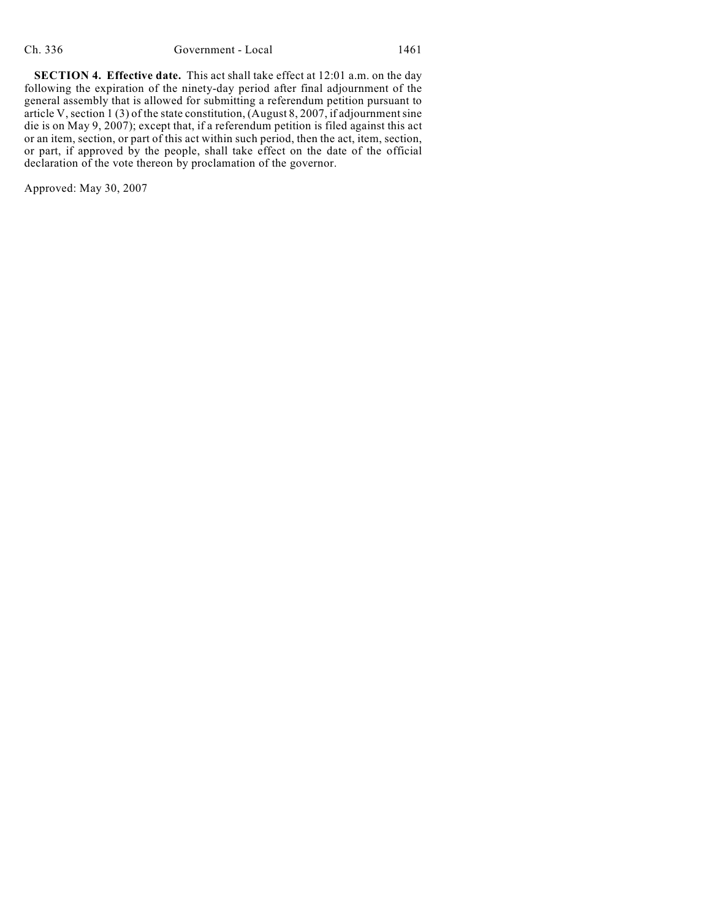**SECTION 4. Effective date.** This act shall take effect at 12:01 a.m. on the day following the expiration of the ninety-day period after final adjournment of the general assembly that is allowed for submitting a referendum petition pursuant to article V, section 1 (3) of the state constitution, (August 8, 2007, if adjournment sine die is on May 9, 2007); except that, if a referendum petition is filed against this act or an item, section, or part of this act within such period, then the act, item, section, or part, if approved by the people, shall take effect on the date of the official declaration of the vote thereon by proclamation of the governor.

Approved: May 30, 2007